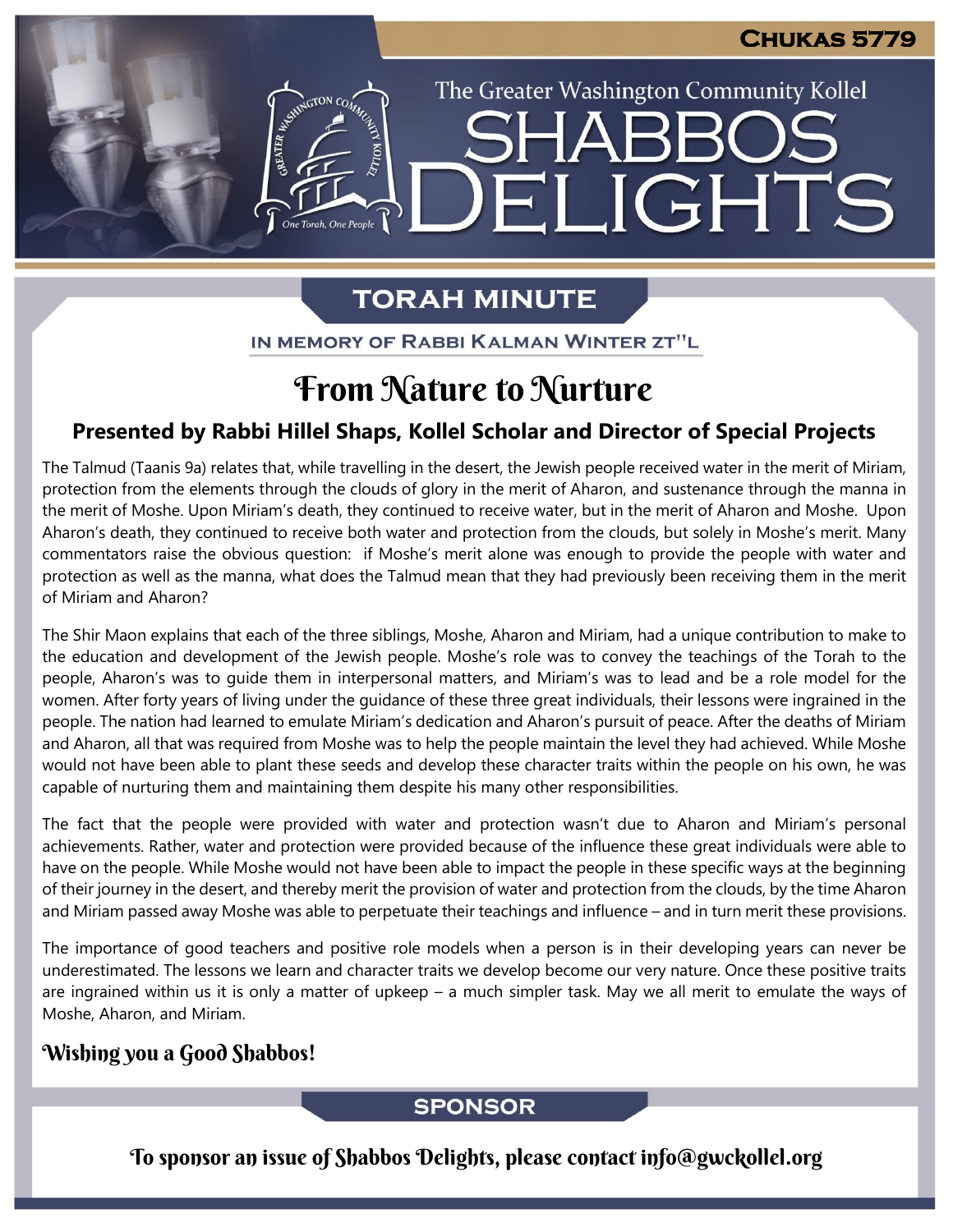# Chukas 5779

The Greater Washington Community Kollel

# Shabbos Delights

## Torah Minute

In Memory of Rabbi Kalman Winter zt"l

# From Nature to Nurture

### Presented by Rabbi Hillel Shaps, Kollel Scholar and Director of Special Projects

The Talmud (Taanis 9a) relates that, while travelling in the desert, the Jewish people received water in the merit of Miriam, protection from the elements through the clouds of glory in the merit of Aharon, and sustenance through the manna in the merit of Moshe. Upon Miriam's death, they continued to receive water, but in the merit of Aharon and Moshe. Upon Aharon's death, they continued to receive both water and protection from the clouds, but solely in Moshe's merit. Many commentators raise the obvious question: if Moshe's merit alone was enough to provide the people with water and protection as well as the manna, what does the Talmud mean that they had previously been receiving them in the merit of Miriam and Aharon?

The Shir Maon explains that each of the three siblings, Moshe, Aharon and Miriam, had a unique contribution to make to the education and development of the Jewish people. Moshe's role was to convey the teachings of the Torah to the people, Aharon's was to guide them in interpersonal matters, and Miriam's was to lead and be a role model for the women. After forty years of living under the guidance of these three great individuals, their lessons were ingrained in the people. The nation had learned to emulate Miriam's dedication and Aharon's pursuit of peace. After the deaths of Miriam and Aharon, all that was required from Moshe was to help the people maintain the level they had achieved. While Moshe would not have been able to plant these seeds and develop these character traits within the people on his own, he was capable of nurturing them and maintaining them despite his many other responsibilities.

The fact that the people were provided with water and protection wasn't due to Aharon and Miriam's personal achievements. Rather, water and protection were provided because of the influence these great individuals were able to have on the people. While Moshe would not have been able to impact the people in these specific ways at the beginning of their journey in the desert, and thereby merit the provision of water and protection from the clouds, by the time Aharon and Miriam passed away Moshe was able to perpetuate their teachings and influence – and in turn merit these provisions.

The importance of good teachers and positive role models when a person is in their developing years can never be underestimated. The lessons we learn and character traits we develop become our very nature. Once these positive traits are ingrained within us it is only a matter of upkeep – a much simpler task. May we all merit to emulate the ways of Moshe, Aharon, and Miriam.

**Wishing you a Good Shabbos!**

## Sponsor

To sponsor an issue of Shabbos Delights, please contact info@gwckollel.org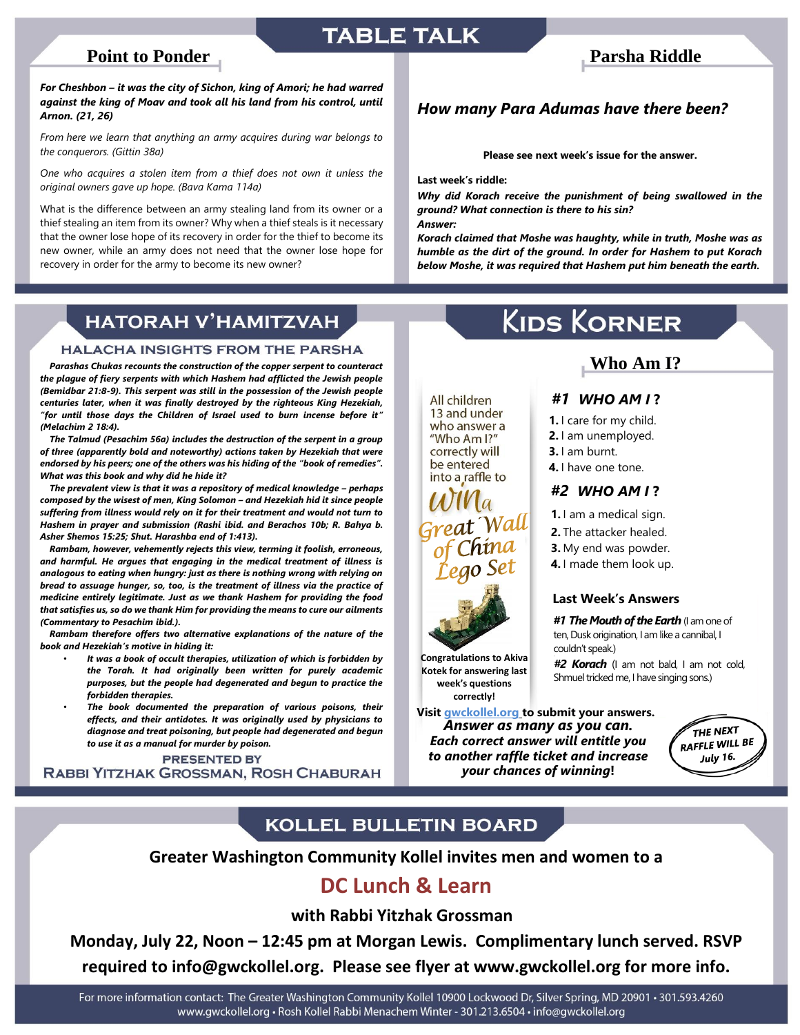# TABLE TALK

## Point to Ponder

***For Cheshbon – it was the city of Sichon, king of Amori; he had warred against the king of Moav and took all his land from his control, until Arnon. (21, 26)***

*From here we learn that anything an army acquires during war belongs to the conquerors. (Gittin 38a)*

*One who acquires a stolen item from a thief does not own it unless the original owners gave up hope. (Bava Kama 114a)*

What is the difference between an army stealing land from its owner or a thief stealing an item from its owner? Why when a thief steals is it necessary that the owner lose hope of its recovery in order for the thief to become its new owner, while an army does not need that the owner lose hope for recovery in order for the army to become its new owner?

## Parsha Riddle

***How many Para Adumas have there been?***

**Please see next week's issue for the answer.**

**Last week's riddle:**

***Why did Korach receive the punishment of being swallowed in the ground? What connection is there to his sin?***

***Answer:***

***Korach claimed that Moshe was haughty, while in truth, Moshe was as humble as the dirt of the ground. In order for Hashem to put Korach below Moshe, it was required that Hashem put him beneath the earth.***

# HATORAH V'HAMITZVAH

## HALACHA INSIGHTS FROM THE PARSHA

***Parashas Chukas recounts the construction of the copper serpent to counteract the plague of fiery serpents with which Hashem had afflicted the Jewish people (Bemidbar 21:8-9). This serpent was still in the possession of the Jewish people centuries later, when it was finally destroyed by the righteous King Hezekiah, "for until those days the Children of Israel used to burn incense before it" (Melachim 2 18:4).***

***The Talmud (Pesachim 56a) includes the destruction of the serpent in a group of three (apparently bold and noteworthy) actions taken by Hezekiah that were endorsed by his peers; one of the others was his hiding of the "book of remedies". What was this book and why did he hide it?***

***The prevalent view is that it was a repository of medical knowledge – perhaps composed by the wisest of men, King Solomon – and Hezekiah hid it since people suffering from illness would rely on it for their treatment and would not turn to Hashem in prayer and submission (Rashi ibid. and Berachos 10b; R. Bahya b. Asher Shemos 15:25; Shut. Harashba end of 1:413).***

***Rambam, however, vehemently rejects this view, terming it foolish, erroneous, and harmful. He argues that engaging in the medical treatment of illness is analogous to eating when hungry: just as there is nothing wrong with relying on bread to assuage hunger, so, too, is the treatment of illness via the practice of medicine entirely legitimate. Just as we thank Hashem for providing the food that satisfies us, so do we thank Him for providing the means to cure our ailments (Commentary to Pesachim ibid.).***

***Rambam therefore offers two alternative explanations of the nature of the book and Hezekiah's motive in hiding it:***

- ***It was a book of occult therapies, utilization of which is forbidden by the Torah. It had originally been written for purely academic purposes, but the people had degenerated and begun to practice the forbidden therapies.***
- ***The book documented the preparation of various poisons, their effects, and their antidotes. It was originally used by physicians to diagnose and treat poisoning, but people had degenerated and begun to use it as a manual for murder by poison.***

PRESENTED BY
RABBI YITZHAK GROSSMAN, ROSH CHABURAH

# KIDS KORNER

## Who Am I?

### #1 WHO AM I ?

**1.** I care for my child.
**2.** I am unemployed.
**3.** I am burnt.
**4.** I have one tone.

### #2 WHO AM I ?

**1.** I am a medical sign.
**2.** The attacker healed.
**3.** My end was powder.
**4.** I made them look up.

### Last Week's Answers

***#1 The Mouth of the Earth*** (I am one of ten, Dusk origination, I am like a cannibal, I couldn't speak.)

***#2 Korach*** (I am not bald, I am not cold, Shmuel tricked me, I have singing sons.)

All children 13 and under who answer a "Who Am I?" correctly will be entered into a raffle to Win a Great Wall of China Lego Set

**Congratulations to Akiva Kotek for answering last week's questions correctly!**

**Visit gwckollel.org to submit your answers.**

***Answer as many as you can. Each correct answer will entitle you to another raffle ticket and increase your chances of winning!***

*THE NEXT RAFFLE WILL BE July 16.*

# KOLLEL BULLETIN BOARD

**Greater Washington Community Kollel invites men and women to a**

## DC Lunch & Learn

**with Rabbi Yitzhak Grossman**

**Monday, July 22, Noon – 12:45 pm at Morgan Lewis. Complimentary lunch served. RSVP required to info@gwckollel.org. Please see flyer at www.gwckollel.org for more info.**

For more information contact: The Greater Washington Community Kollel 10900 Lockwood Dr, Silver Spring, MD 20901 • 301.593.4260
www.gwckollel.org • Rosh Kollel Rabbi Menachem Winter - 301.213.6504 • info@gwckollel.org